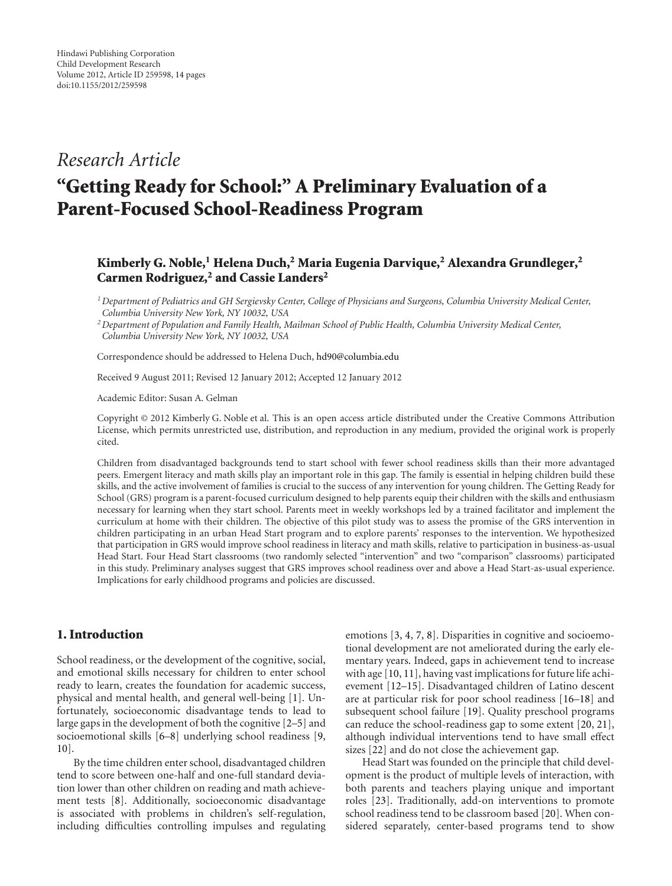Hindawi Publishing Corporation
Child Development Research
Volume 2012, Article ID 259598, 14 pages
doi:10.1155/2012/259598

*Research Article*

# "Getting Ready for School:" A Preliminary Evaluation of a Parent-Focused School-Readiness Program

**Kimberly G. Noble,[1] Helena Duch,[2] Maria Eugenia Darvique,[2] Alexandra Grundleger,[2] Carmen Rodriguez,[2] and Cassie Landers[2]**

[1] *Department of Pediatrics and GH Sergievsky Center, College of Physicians and Surgeons, Columbia University Medical Center, Columbia University New York, NY 10032, USA*

[2] *Department of Population and Family Health, Mailman School of Public Health, Columbia University Medical Center, Columbia University New York, NY 10032, USA*

Correspondence should be addressed to Helena Duch, hd90@columbia.edu

Received 9 August 2011; Revised 12 January 2012; Accepted 12 January 2012

Academic Editor: Susan A. Gelman

Copyright © 2012 Kimberly G. Noble et al. This is an open access article distributed under the Creative Commons Attribution License, which permits unrestricted use, distribution, and reproduction in any medium, provided the original work is properly cited.

Children from disadvantaged backgrounds tend to start school with fewer school readiness skills than their more advantaged peers. Emergent literacy and math skills play an important role in this gap. The family is essential in helping children build these skills, and the active involvement of families is crucial to the success of any intervention for young children. The Getting Ready for School (GRS) program is a parent-focused curriculum designed to help parents equip their children with the skills and enthusiasm necessary for learning when they start school. Parents meet in weekly workshops led by a trained facilitator and implement the curriculum at home with their children. The objective of this pilot study was to assess the promise of the GRS intervention in children participating in an urban Head Start program and to explore parents' responses to the intervention. We hypothesized that participation in GRS would improve school readiness in literacy and math skills, relative to participation in business-as-usual Head Start. Four Head Start classrooms (two randomly selected "intervention" and two "comparison" classrooms) participated in this study. Preliminary analyses suggest that GRS improves school readiness over and above a Head Start-as-usual experience. Implications for early childhood programs and policies are discussed.

## 1. Introduction

School readiness, or the development of the cognitive, social, and emotional skills necessary for children to enter school ready to learn, creates the foundation for academic success, physical and mental health, and general well-being [1]. Unfortunately, socioeconomic disadvantage tends to lead to large gaps in the development of both the cognitive [2–5] and socioemotional skills [6–8] underlying school readiness [9, 10].

By the time children enter school, disadvantaged children tend to score between one-half and one-full standard deviation lower than other children on reading and math achievement tests [8]. Additionally, socioeconomic disadvantage is associated with problems in children's self-regulation, including difficulties controlling impulses and regulating emotions [3, 4, 7, 8]. Disparities in cognitive and socioemotional development are not ameliorated during the early elementary years. Indeed, gaps in achievement tend to increase with age [10, 11], having vast implications for future life achievement [12–15]. Disadvantaged children of Latino descent are at particular risk for poor school readiness [16–18] and subsequent school failure [19]. Quality preschool programs can reduce the school-readiness gap to some extent [20, 21], although individual interventions tend to have small effect sizes [22] and do not close the achievement gap.

Head Start was founded on the principle that child development is the product of multiple levels of interaction, with both parents and teachers playing unique and important roles [23]. Traditionally, add-on interventions to promote school readiness tend to be classroom based [20]. When considered separately, center-based programs tend to show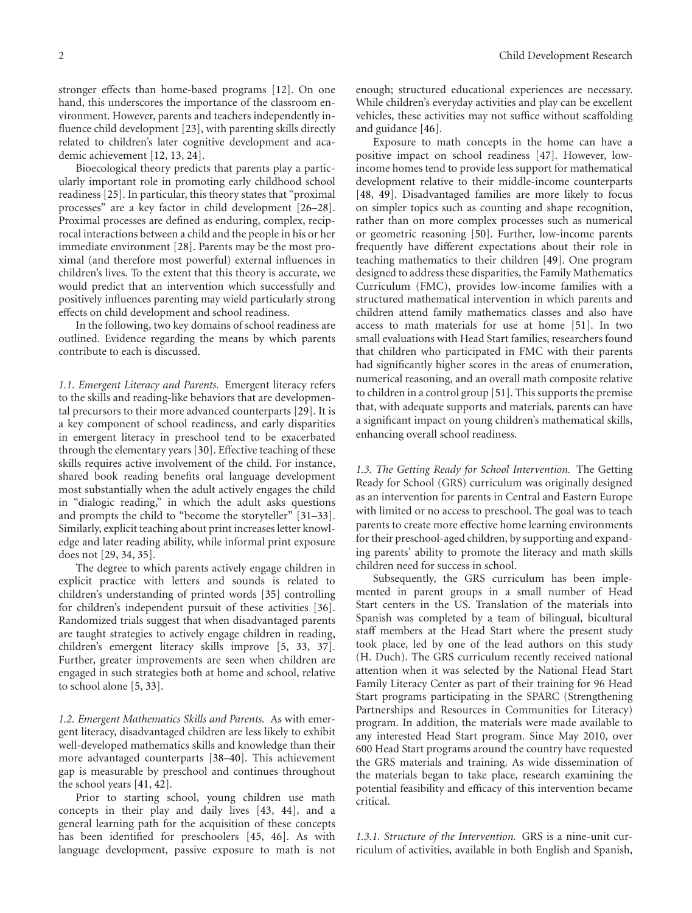stronger effects than home-based programs [12]. On one hand, this underscores the importance of the classroom environment. However, parents and teachers independently influence child development [23], with parenting skills directly related to children's later cognitive development and academic achievement [12, 13, 24].

Bioecological theory predicts that parents play a particularly important role in promoting early childhood school readiness [25]. In particular, this theory states that "proximal processes" are a key factor in child development [26–28]. Proximal processes are defined as enduring, complex, reciprocal interactions between a child and the people in his or her immediate environment [28]. Parents may be the most proximal (and therefore most powerful) external influences in children's lives. To the extent that this theory is accurate, we would predict that an intervention which successfully and positively influences parenting may wield particularly strong effects on child development and school readiness.

In the following, two key domains of school readiness are outlined. Evidence regarding the means by which parents contribute to each is discussed.

*1.1. Emergent Literacy and Parents.* Emergent literacy refers to the skills and reading-like behaviors that are developmental precursors to their more advanced counterparts [29]. It is a key component of school readiness, and early disparities in emergent literacy in preschool tend to be exacerbated through the elementary years [30]. Effective teaching of these skills requires active involvement of the child. For instance, shared book reading benefits oral language development most substantially when the adult actively engages the child in "dialogic reading," in which the adult asks questions and prompts the child to "become the storyteller" [31–33]. Similarly, explicit teaching about print increases letter knowledge and later reading ability, while informal print exposure does not [29, 34, 35].

The degree to which parents actively engage children in explicit practice with letters and sounds is related to children's understanding of printed words [35] controlling for children's independent pursuit of these activities [36]. Randomized trials suggest that when disadvantaged parents are taught strategies to actively engage children in reading, children's emergent literacy skills improve [5, 33, 37]. Further, greater improvements are seen when children are engaged in such strategies both at home and school, relative to school alone [5, 33].

*1.2. Emergent Mathematics Skills and Parents.* As with emergent literacy, disadvantaged children are less likely to exhibit well-developed mathematics skills and knowledge than their more advantaged counterparts [38–40]. This achievement gap is measurable by preschool and continues throughout the school years [41, 42].

Prior to starting school, young children use math concepts in their play and daily lives [43, 44], and a general learning path for the acquisition of these concepts has been identified for preschoolers [45, 46]. As with language development, passive exposure to math is not enough; structured educational experiences are necessary. While children's everyday activities and play can be excellent vehicles, these activities may not suffice without scaffolding and guidance [46].

Exposure to math concepts in the home can have a positive impact on school readiness [47]. However, low-income homes tend to provide less support for mathematical development relative to their middle-income counterparts [48, 49]. Disadvantaged families are more likely to focus on simpler topics such as counting and shape recognition, rather than on more complex processes such as numerical or geometric reasoning [50]. Further, low-income parents frequently have different expectations about their role in teaching mathematics to their children [49]. One program designed to address these disparities, the Family Mathematics Curriculum (FMC), provides low-income families with a structured mathematical intervention in which parents and children attend family mathematics classes and also have access to math materials for use at home [51]. In two small evaluations with Head Start families, researchers found that children who participated in FMC with their parents had significantly higher scores in the areas of enumeration, numerical reasoning, and an overall math composite relative to children in a control group [51]. This supports the premise that, with adequate supports and materials, parents can have a significant impact on young children's mathematical skills, enhancing overall school readiness.

*1.3. The Getting Ready for School Intervention.* The Getting Ready for School (GRS) curriculum was originally designed as an intervention for parents in Central and Eastern Europe with limited or no access to preschool. The goal was to teach parents to create more effective home learning environments for their preschool-aged children, by supporting and expanding parents' ability to promote the literacy and math skills children need for success in school.

Subsequently, the GRS curriculum has been implemented in parent groups in a small number of Head Start centers in the US. Translation of the materials into Spanish was completed by a team of bilingual, bicultural staff members at the Head Start where the present study took place, led by one of the lead authors on this study (H. Duch). The GRS curriculum recently received national attention when it was selected by the National Head Start Family Literacy Center as part of their training for 96 Head Start programs participating in the SPARC (Strengthening Partnerships and Resources in Communities for Literacy) program. In addition, the materials were made available to any interested Head Start program. Since May 2010, over 600 Head Start programs around the country have requested the GRS materials and training. As wide dissemination of the materials began to take place, research examining the potential feasibility and efficacy of this intervention became critical.

*1.3.1. Structure of the Intervention.* GRS is a nine-unit curriculum of activities, available in both English and Spanish,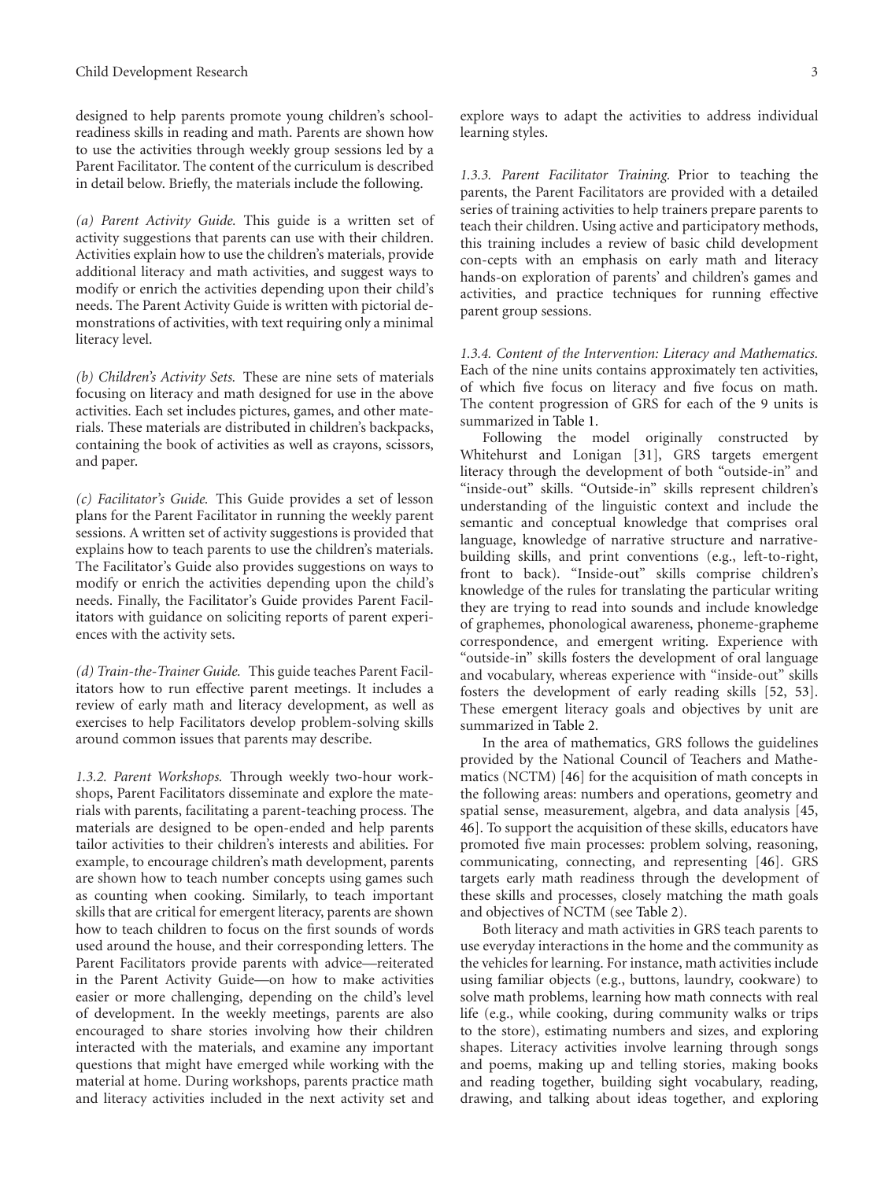designed to help parents promote young children's school-readiness skills in reading and math. Parents are shown how to use the activities through weekly group sessions led by a Parent Facilitator. The content of the curriculum is described in detail below. Briefly, the materials include the following.

*(a) Parent Activity Guide.* This guide is a written set of activity suggestions that parents can use with their children. Activities explain how to use the children's materials, provide additional literacy and math activities, and suggest ways to modify or enrich the activities depending upon their child's needs. The Parent Activity Guide is written with pictorial demonstrations of activities, with text requiring only a minimal literacy level.

*(b) Children's Activity Sets.* These are nine sets of materials focusing on literacy and math designed for use in the above activities. Each set includes pictures, games, and other materials. These materials are distributed in children's backpacks, containing the book of activities as well as crayons, scissors, and paper.

*(c) Facilitator's Guide.* This Guide provides a set of lesson plans for the Parent Facilitator in running the weekly parent sessions. A written set of activity suggestions is provided that explains how to teach parents to use the children's materials. The Facilitator's Guide also provides suggestions on ways to modify or enrich the activities depending upon the child's needs. Finally, the Facilitator's Guide provides Parent Facilitators with guidance on soliciting reports of parent experiences with the activity sets.

*(d) Train-the-Trainer Guide.* This guide teaches Parent Facilitators how to run effective parent meetings. It includes a review of early math and literacy development, as well as exercises to help Facilitators develop problem-solving skills around common issues that parents may describe.

*1.3.2. Parent Workshops.* Through weekly two-hour workshops, Parent Facilitators disseminate and explore the materials with parents, facilitating a parent-teaching process. The materials are designed to be open-ended and help parents tailor activities to their children's interests and abilities. For example, to encourage children's math development, parents are shown how to teach number concepts using games such as counting when cooking. Similarly, to teach important skills that are critical for emergent literacy, parents are shown how to teach children to focus on the first sounds of words used around the house, and their corresponding letters. The Parent Facilitators provide parents with advice—reiterated in the Parent Activity Guide—on how to make activities easier or more challenging, depending on the child's level of development. In the weekly meetings, parents are also encouraged to share stories involving how their children interacted with the materials, and examine any important questions that might have emerged while working with the material at home. During workshops, parents practice math and literacy activities included in the next activity set and explore ways to adapt the activities to address individual learning styles.

*1.3.3. Parent Facilitator Training.* Prior to teaching the parents, the Parent Facilitators are provided with a detailed series of training activities to help trainers prepare parents to teach their children. Using active and participatory methods, this training includes a review of basic child development con-cepts with an emphasis on early math and literacy hands-on exploration of parents' and children's games and activities, and practice techniques for running effective parent group sessions.

*1.3.4. Content of the Intervention: Literacy and Mathematics.* Each of the nine units contains approximately ten activities, of which five focus on literacy and five focus on math. The content progression of GRS for each of the 9 units is summarized in Table 1.

Following the model originally constructed by Whitehurst and Lonigan [31], GRS targets emergent literacy through the development of both "outside-in" and "inside-out" skills. "Outside-in" skills represent children's understanding of the linguistic context and include the semantic and conceptual knowledge that comprises oral language, knowledge of narrative structure and narrative-building skills, and print conventions (e.g., left-to-right, front to back). "Inside-out" skills comprise children's knowledge of the rules for translating the particular writing they are trying to read into sounds and include knowledge of graphemes, phonological awareness, phoneme-grapheme correspondence, and emergent writing. Experience with "outside-in" skills fosters the development of oral language and vocabulary, whereas experience with "inside-out" skills fosters the development of early reading skills [52, 53]. These emergent literacy goals and objectives by unit are summarized in Table 2.

In the area of mathematics, GRS follows the guidelines provided by the National Council of Teachers and Mathematics (NCTM) [46] for the acquisition of math concepts in the following areas: numbers and operations, geometry and spatial sense, measurement, algebra, and data analysis [45, 46]. To support the acquisition of these skills, educators have promoted five main processes: problem solving, reasoning, communicating, connecting, and representing [46]. GRS targets early math readiness through the development of these skills and processes, closely matching the math goals and objectives of NCTM (see Table 2).

Both literacy and math activities in GRS teach parents to use everyday interactions in the home and the community as the vehicles for learning. For instance, math activities include using familiar objects (e.g., buttons, laundry, cookware) to solve math problems, learning how math connects with real life (e.g., while cooking, during community walks or trips to the store), estimating numbers and sizes, and exploring shapes. Literacy activities involve learning through songs and poems, making up and telling stories, making books and reading together, building sight vocabulary, reading, drawing, and talking about ideas together, and exploring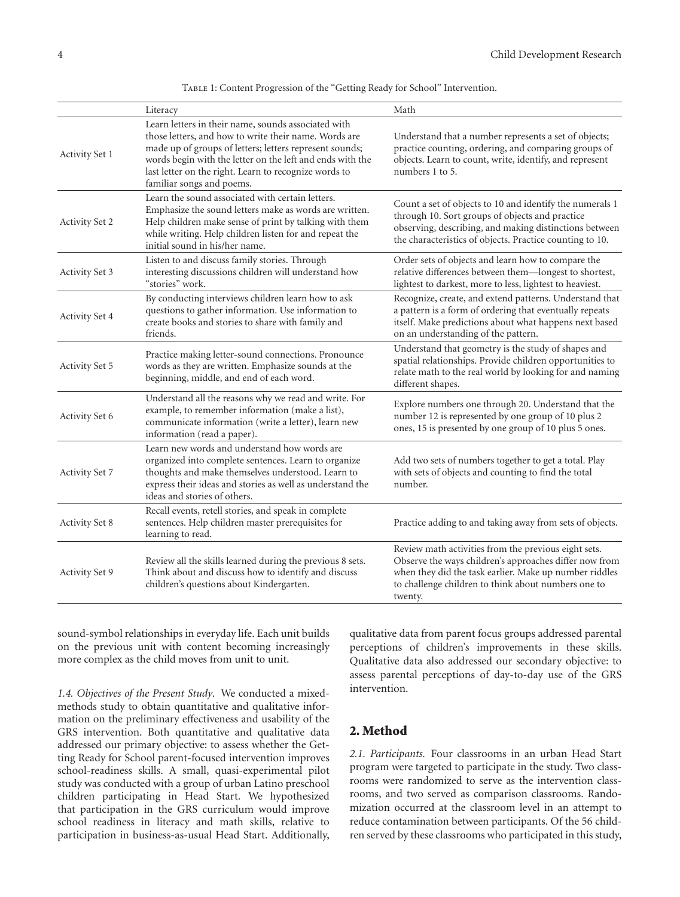Table 1: Content Progression of the "Getting Ready for School" Intervention.

| | Literacy | Math |
|---|---|---|
| Activity Set 1 | Learn letters in their name, sounds associated with those letters, and how to write their name. Words are made up of groups of letters; letters represent sounds; words begin with the letter on the left and ends with the last letter on the right. Learn to recognize words to familiar songs and poems. | Understand that a number represents a set of objects; practice counting, ordering, and comparing groups of objects. Learn to count, write, identify, and represent numbers 1 to 5. |
| Activity Set 2 | Learn the sound associated with certain letters. Emphasize the sound letters make as words are written. Help children make sense of print by talking with them while writing. Help children listen for and repeat the initial sound in his/her name. | Count a set of objects to 10 and identify the numerals 1 through 10. Sort groups of objects and practice observing, describing, and making distinctions between the characteristics of objects. Practice counting to 10. |
| Activity Set 3 | Listen to and discuss family stories. Through interesting discussions children will understand how "stories" work. | Order sets of objects and learn how to compare the relative differences between them—longest to shortest, lightest to darkest, more to less, lightest to heaviest. |
| Activity Set 4 | By conducting interviews children learn how to ask questions to gather information. Use information to create books and stories to share with family and friends. | Recognize, create, and extend patterns. Understand that a pattern is a form of ordering that eventually repeats itself. Make predictions about what happens next based on an understanding of the pattern. |
| Activity Set 5 | Practice making letter-sound connections. Pronounce words as they are written. Emphasize sounds at the beginning, middle, and end of each word. | Understand that geometry is the study of shapes and spatial relationships. Provide children opportunities to relate math to the real world by looking for and naming different shapes. |
| Activity Set 6 | Understand all the reasons why we read and write. For example, to remember information (make a list), communicate information (write a letter), learn new information (read a paper). | Explore numbers one through 20. Understand that the number 12 is represented by one group of 10 plus 2 ones, 15 is presented by one group of 10 plus 5 ones. |
| Activity Set 7 | Learn new words and understand how words are organized into complete sentences. Learn to organize thoughts and make themselves understood. Learn to express their ideas and stories as well as understand the ideas and stories of others. | Add two sets of numbers together to get a total. Play with sets of objects and counting to find the total number. |
| Activity Set 8 | Recall events, retell stories, and speak in complete sentences. Help children master prerequisites for learning to read. | Practice adding to and taking away from sets of objects. |
| Activity Set 9 | Review all the skills learned during the previous 8 sets. Think about and discuss how to identify and discuss children's questions about Kindergarten. | Review math activities from the previous eight sets. Observe the ways children's approaches differ now from when they did the task earlier. Make up number riddles to challenge children to think about numbers one to twenty. |

sound-symbol relationships in everyday life. Each unit builds on the previous unit with content becoming increasingly more complex as the child moves from unit to unit.

*1.4. Objectives of the Present Study.* We conducted a mixed-methods study to obtain quantitative and qualitative information on the preliminary effectiveness and usability of the GRS intervention. Both quantitative and qualitative data addressed our primary objective: to assess whether the Getting Ready for School parent-focused intervention improves school-readiness skills. A small, quasi-experimental pilot study was conducted with a group of urban Latino preschool children participating in Head Start. We hypothesized that participation in the GRS curriculum would improve school readiness in literacy and math skills, relative to participation in business-as-usual Head Start. Additionally, qualitative data from parent focus groups addressed parental perceptions of children's improvements in these skills. Qualitative data also addressed our secondary objective: to assess parental perceptions of day-to-day use of the GRS intervention.

## 2. Method

*2.1. Participants.* Four classrooms in an urban Head Start program were targeted to participate in the study. Two classrooms were randomized to serve as the intervention classrooms, and two served as comparison classrooms. Randomization occurred at the classroom level in an attempt to reduce contamination between participants. Of the 56 children served by these classrooms who participated in this study,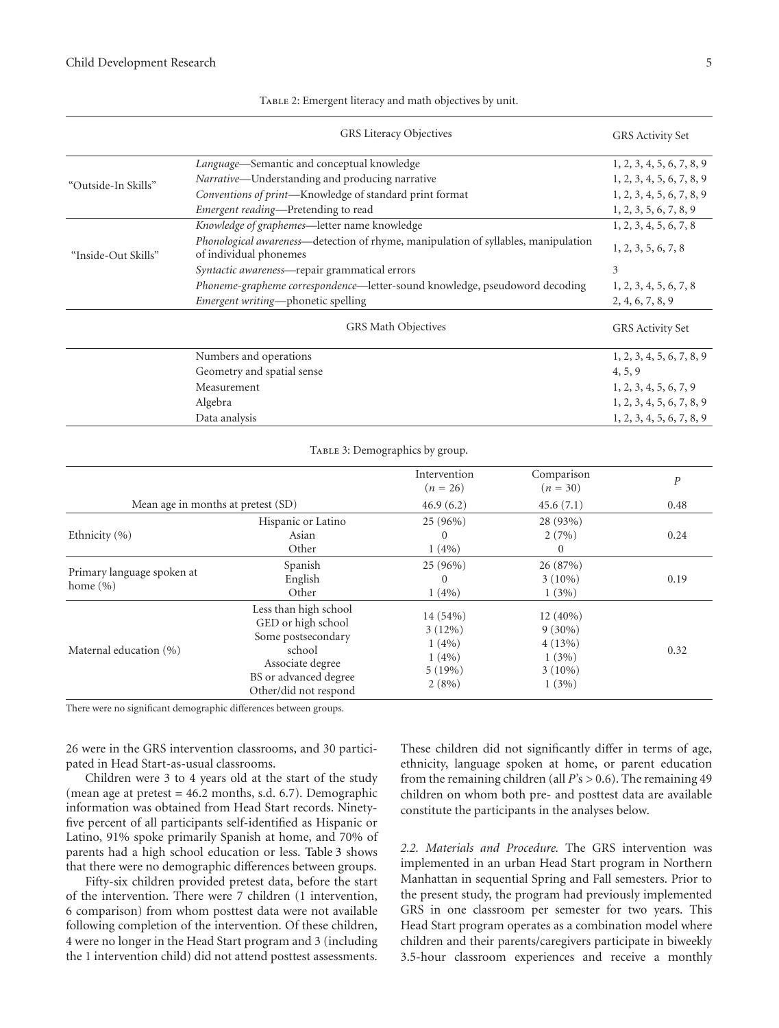Table 2: Emergent literacy and math objectives by unit.

| | GRS Literacy Objectives | GRS Activity Set |
|---|---|---|
| "Outside-In Skills" | *Language*—Semantic and conceptual knowledge | 1, 2, 3, 4, 5, 6, 7, 8, 9 |
| | *Narrative*—Understanding and producing narrative | 1, 2, 3, 4, 5, 6, 7, 8, 9 |
| | *Conventions of print*—Knowledge of standard print format | 1, 2, 3, 4, 5, 6, 7, 8, 9 |
| | *Emergent reading*—Pretending to read | 1, 2, 3, 5, 6, 7, 8, 9 |
| "Inside-Out Skills" | *Knowledge of graphemes*—letter name knowledge | 1, 2, 3, 4, 5, 6, 7, 8 |
| | *Phonological awareness*—detection of rhyme, manipulation of syllables, manipulation of individual phonemes | 1, 2, 3, 5, 6, 7, 8 |
| | *Syntactic awareness*—repair grammatical errors | 3 |
| | *Phoneme-grapheme correspondence*—letter-sound knowledge, pseudoword decoding | 1, 2, 3, 4, 5, 6, 7, 8 |
| | *Emergent writing*—phonetic spelling | 2, 4, 6, 7, 8, 9 |
| | **GRS Math Objectives** | **GRS Activity Set** |
| | Numbers and operations | 1, 2, 3, 4, 5, 6, 7, 8, 9 |
| | Geometry and spatial sense | 4, 5, 9 |
| | Measurement | 1, 2, 3, 4, 5, 6, 7, 9 |
| | Algebra | 1, 2, 3, 4, 5, 6, 7, 8, 9 |
| | Data analysis | 1, 2, 3, 4, 5, 6, 7, 8, 9 |

Table 3: Demographics by group.

| | | Intervention ($n = 26$) | Comparison ($n = 30$) | $P$ |
|---|---|---|---|---|
| Mean age in months at pretest (SD) | | 46.9 (6.2) | 45.6 (7.1) | 0.48 |
| Ethnicity (%) | Hispanic or Latino | 25 (96%) | 28 (93%) | 0.24 |
| | Asian | 0 | 2 (7%) | |
| | Other | 1 (4%) | 0 | |
| Primary language spoken at home (%) | Spanish | 25 (96%) | 26 (87%) | 0.19 |
| | English | 0 | 3 (10%) | |
| | Other | 1 (4%) | 1 (3%) | |
| Maternal education (%) | Less than high school | 14 (54%) | 12 (40%) | 0.32 |
| | GED or high school | 3 (12%) | 9 (30%) | |
| | Some postsecondary school | 1 (4%) | 4 (13%) | |
| | Associate degree | 1 (4%) | 1 (3%) | |
| | BS or advanced degree | 5 (19%) | 3 (10%) | |
| | Other/did not respond | 2 (8%) | 1 (3%) | |

There were no significant demographic differences between groups.

26 were in the GRS intervention classrooms, and 30 participated in Head Start-as-usual classrooms.

Children were 3 to 4 years old at the start of the study (mean age at pretest = 46.2 months, s.d. 6.7). Demographic information was obtained from Head Start records. Ninety-five percent of all participants self-identified as Hispanic or Latino, 91% spoke primarily Spanish at home, and 70% of parents had a high school education or less. Table 3 shows that there were no demographic differences between groups.

Fifty-six children provided pretest data, before the start of the intervention. There were 7 children (1 intervention, 6 comparison) from whom posttest data were not available following completion of the intervention. Of these children, 4 were no longer in the Head Start program and 3 (including the 1 intervention child) did not attend posttest assessments. These children did not significantly differ in terms of age, ethnicity, language spoken at home, or parent education from the remaining children (all $P$'s > 0.6). The remaining 49 children on whom both pre- and posttest data are available constitute the participants in the analyses below.

*2.2. Materials and Procedure.* The GRS intervention was implemented in an urban Head Start program in Northern Manhattan in sequential Spring and Fall semesters. Prior to the present study, the program had previously implemented GRS in one classroom per semester for two years. This Head Start program operates as a combination model where children and their parents/caregivers participate in biweekly 3.5-hour classroom experiences and receive a monthly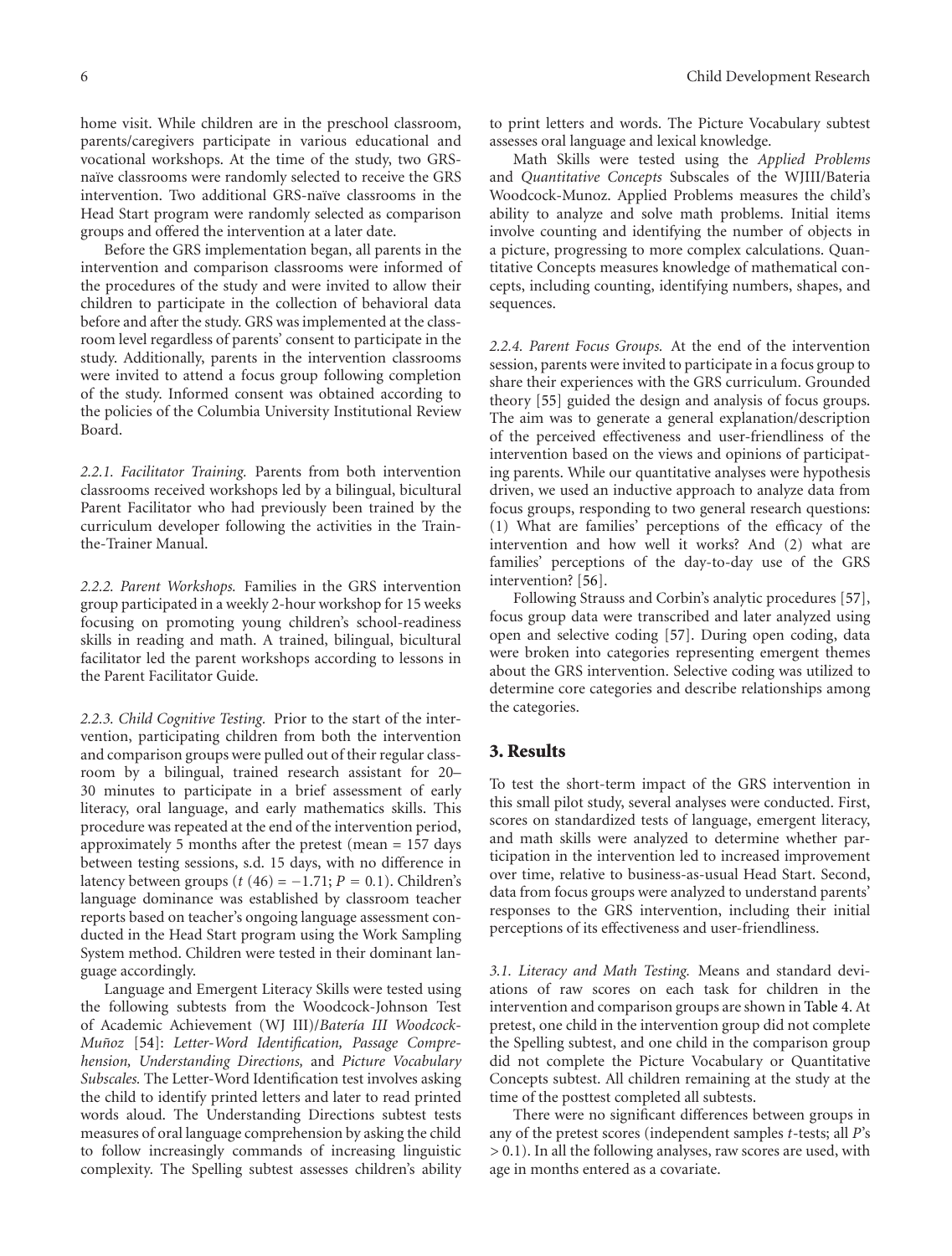home visit. While children are in the preschool classroom, parents/caregivers participate in various educational and vocational workshops. At the time of the study, two GRS-naïve classrooms were randomly selected to receive the GRS intervention. Two additional GRS-naïve classrooms in the Head Start program were randomly selected as comparison groups and offered the intervention at a later date.

Before the GRS implementation began, all parents in the intervention and comparison classrooms were informed of the procedures of the study and were invited to allow their children to participate in the collection of behavioral data before and after the study. GRS was implemented at the classroom level regardless of parents' consent to participate in the study. Additionally, parents in the intervention classrooms were invited to attend a focus group following completion of the study. Informed consent was obtained according to the policies of the Columbia University Institutional Review Board.

*2.2.1. Facilitator Training.* Parents from both intervention classrooms received workshops led by a bilingual, bicultural Parent Facilitator who had previously been trained by the curriculum developer following the activities in the Train-the-Trainer Manual.

*2.2.2. Parent Workshops.* Families in the GRS intervention group participated in a weekly 2-hour workshop for 15 weeks focusing on promoting young children's school-readiness skills in reading and math. A trained, bilingual, bicultural facilitator led the parent workshops according to lessons in the Parent Facilitator Guide.

*2.2.3. Child Cognitive Testing.* Prior to the start of the intervention, participating children from both the intervention and comparison groups were pulled out of their regular classroom by a bilingual, trained research assistant for 20–30 minutes to participate in a brief assessment of early literacy, oral language, and early mathematics skills. This procedure was repeated at the end of the intervention period, approximately 5 months after the pretest (mean = 157 days between testing sessions, s.d. 15 days, with no difference in latency between groups ($t\ (46) = -1.71$; $P = 0.1$). Children's language dominance was established by classroom teacher reports based on teacher's ongoing language assessment conducted in the Head Start program using the Work Sampling System method. Children were tested in their dominant language accordingly.

Language and Emergent Literacy Skills were tested using the following subtests from the Woodcock-Johnson Test of Academic Achievement (WJ III)/*Batería III Woodcock-Muñoz* [54]: *Letter-Word Identification, Passage Comprehension, Understanding Directions,* and *Picture Vocabulary Subscales.* The Letter-Word Identification test involves asking the child to identify printed letters and later to read printed words aloud. The Understanding Directions subtest tests measures of oral language comprehension by asking the child to follow increasingly commands of increasing linguistic complexity. The Spelling subtest assesses children's ability to print letters and words. The Picture Vocabulary subtest assesses oral language and lexical knowledge.

Math Skills were tested using the *Applied Problems* and *Quantitative Concepts* Subscales of the WJIII/Bateria Woodcock-Munoz. Applied Problems measures the child's ability to analyze and solve math problems. Initial items involve counting and identifying the number of objects in a picture, progressing to more complex calculations. Quantitative Concepts measures knowledge of mathematical concepts, including counting, identifying numbers, shapes, and sequences.

*2.2.4. Parent Focus Groups.* At the end of the intervention session, parents were invited to participate in a focus group to share their experiences with the GRS curriculum. Grounded theory [55] guided the design and analysis of focus groups. The aim was to generate a general explanation/description of the perceived effectiveness and user-friendliness of the intervention based on the views and opinions of participating parents. While our quantitative analyses were hypothesis driven, we used an inductive approach to analyze data from focus groups, responding to two general research questions: (1) What are families' perceptions of the efficacy of the intervention and how well it works? And (2) what are families' perceptions of the day-to-day use of the GRS intervention? [56].

Following Strauss and Corbin's analytic procedures [57], focus group data were transcribed and later analyzed using open and selective coding [57]. During open coding, data were broken into categories representing emergent themes about the GRS intervention. Selective coding was utilized to determine core categories and describe relationships among the categories.

## 3. Results

To test the short-term impact of the GRS intervention in this small pilot study, several analyses were conducted. First, scores on standardized tests of language, emergent literacy, and math skills were analyzed to determine whether participation in the intervention led to increased improvement over time, relative to business-as-usual Head Start. Second, data from focus groups were analyzed to understand parents' responses to the GRS intervention, including their initial perceptions of its effectiveness and user-friendliness.

*3.1. Literacy and Math Testing.* Means and standard deviations of raw scores on each task for children in the intervention and comparison groups are shown in Table 4. At pretest, one child in the intervention group did not complete the Spelling subtest, and one child in the comparison group did not complete the Picture Vocabulary or Quantitative Concepts subtest. All children remaining at the study at the time of the posttest completed all subtests.

There were no significant differences between groups in any of the pretest scores (independent samples $t$-tests; all $P$'s $> 0.1$). In all the following analyses, raw scores are used, with age in months entered as a covariate.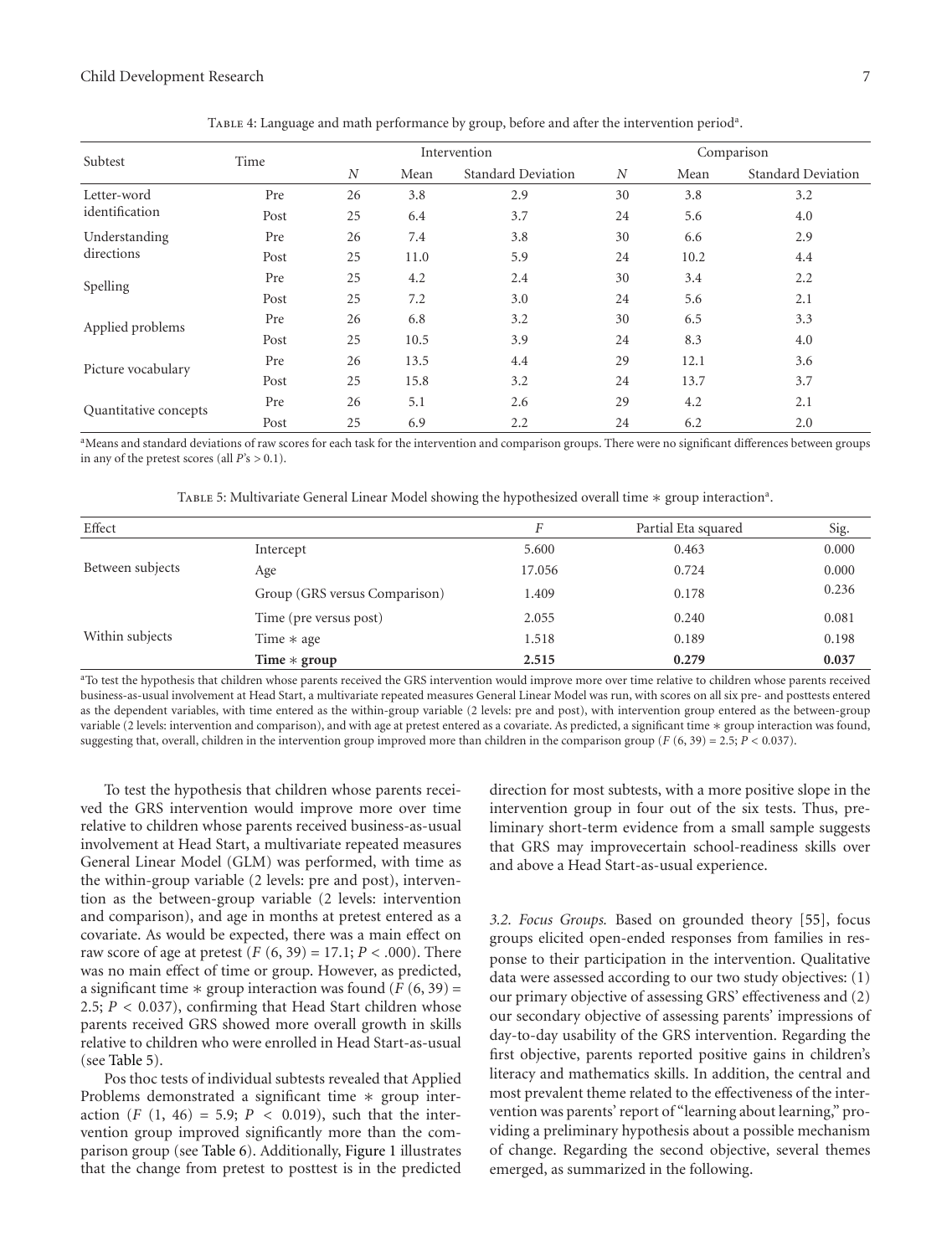Table 4: Language and math performance by group, before and after the intervention period[a].

| Subtest | Time | Intervention | | | Comparison | | |
|---|---|---|---|---|---|---|---|
| | | $N$ | Mean | Standard Deviation | $N$ | Mean | Standard Deviation |
| Letter-word identification | Pre | 26 | 3.8 | 2.9 | 30 | 3.8 | 3.2 |
| | Post | 25 | 6.4 | 3.7 | 24 | 5.6 | 4.0 |
| Understanding directions | Pre | 26 | 7.4 | 3.8 | 30 | 6.6 | 2.9 |
| | Post | 25 | 11.0 | 5.9 | 24 | 10.2 | 4.4 |
| Spelling | Pre | 25 | 4.2 | 2.4 | 30 | 3.4 | 2.2 |
| | Post | 25 | 7.2 | 3.0 | 24 | 5.6 | 2.1 |
| Applied problems | Pre | 26 | 6.8 | 3.2 | 30 | 6.5 | 3.3 |
| | Post | 25 | 10.5 | 3.9 | 24 | 8.3 | 4.0 |
| Picture vocabulary | Pre | 26 | 13.5 | 4.4 | 29 | 12.1 | 3.6 |
| | Post | 25 | 15.8 | 3.2 | 24 | 13.7 | 3.7 |
| Quantitative concepts | Pre | 26 | 5.1 | 2.6 | 29 | 4.2 | 2.1 |
| | Post | 25 | 6.9 | 2.2 | 24 | 6.2 | 2.0 |

[a]Means and standard deviations of raw scores for each task for the intervention and comparison groups. There were no significant differences between groups in any of the pretest scores (all $P$'s > 0.1).

Table 5: Multivariate General Linear Model showing the hypothesized overall time ∗ group interaction[a].

| Effect | | $F$ | Partial Eta squared | Sig. |
|---|---|---|---|---|
| Between subjects | Intercept | 5.600 | 0.463 | 0.000 |
| | Age | 17.056 | 0.724 | 0.000 |
| | Group (GRS versus Comparison) | 1.409 | 0.178 | 0.236 |
| Within subjects | Time (pre versus post) | 2.055 | 0.240 | 0.081 |
| | Time ∗ age | 1.518 | 0.189 | 0.198 |
| | **Time ∗ group** | **2.515** | **0.279** | **0.037** |

[a]To test the hypothesis that children whose parents received the GRS intervention would improve more over time relative to children whose parents received business-as-usual involvement at Head Start, a multivariate repeated measures General Linear Model was run, with scores on all six pre- and posttests entered as the dependent variables, with time entered as the within-group variable (2 levels: pre and post), with intervention group entered as the between-group variable (2 levels: intervention and comparison), and with age at pretest entered as a covariate. As predicted, a significant time ∗ group interaction was found, suggesting that, overall, children in the intervention group improved more than children in the comparison group ($F$ (6, 39) = 2.5; $P$ < 0.037).

To test the hypothesis that children whose parents received the GRS intervention would improve more over time relative to children whose parents received business-as-usual involvement at Head Start, a multivariate repeated measures General Linear Model (GLM) was performed, with time as the within-group variable (2 levels: pre and post), intervention as the between-group variable (2 levels: intervention and comparison), and age in months at pretest entered as a covariate. As would be expected, there was a main effect on raw score of age at pretest ($F$ (6, 39) = 17.1; $P$ < .000). There was no main effect of time or group. However, as predicted, a significant time ∗ group interaction was found ($F$ (6, 39) = 2.5; $P$ < 0.037), confirming that Head Start children whose parents received GRS showed more overall growth in skills relative to children who were enrolled in Head Start-as-usual (see Table 5).

Pos thoc tests of individual subtests revealed that Applied Problems demonstrated a significant time ∗ group interaction ($F$ (1, 46) = 5.9; $P$ < 0.019), such that the intervention group improved significantly more than the comparison group (see Table 6). Additionally, Figure 1 illustrates that the change from pretest to posttest is in the predicted direction for most subtests, with a more positive slope in the intervention group in four out of the six tests. Thus, preliminary short-term evidence from a small sample suggests that GRS may improvecertain school-readiness skills over and above a Head Start-as-usual experience.

*3.2. Focus Groups.* Based on grounded theory [55], focus groups elicited open-ended responses from families in response to their participation in the intervention. Qualitative data were assessed according to our two study objectives: (1) our primary objective of assessing GRS' effectiveness and (2) our secondary objective of assessing parents' impressions of day-to-day usability of the GRS intervention. Regarding the first objective, parents reported positive gains in children's literacy and mathematics skills. In addition, the central and most prevalent theme related to the effectiveness of the intervention was parents' report of "learning about learning," providing a preliminary hypothesis about a possible mechanism of change. Regarding the second objective, several themes emerged, as summarized in the following.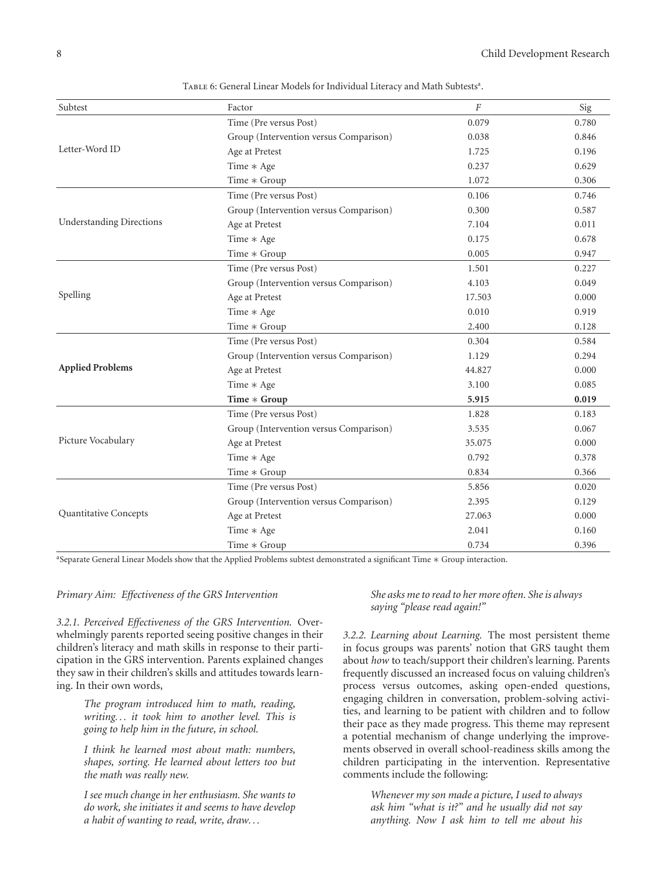Table 6: General Linear Models for Individual Literacy and Math Subtests[a].

| Subtest | Factor | $F$ | Sig |
|---|---|---|---|
| Letter-Word ID | Time (Pre versus Post) | 0.079 | 0.780 |
| | Group (Intervention versus Comparison) | 0.038 | 0.846 |
| | Age at Pretest | 1.725 | 0.196 |
| | Time * Age | 0.237 | 0.629 |
| | Time * Group | 1.072 | 0.306 |
| Understanding Directions | Time (Pre versus Post) | 0.106 | 0.746 |
| | Group (Intervention versus Comparison) | 0.300 | 0.587 |
| | Age at Pretest | 7.104 | 0.011 |
| | Time * Age | 0.175 | 0.678 |
| | Time * Group | 0.005 | 0.947 |
| Spelling | Time (Pre versus Post) | 1.501 | 0.227 |
| | Group (Intervention versus Comparison) | 4.103 | 0.049 |
| | Age at Pretest | 17.503 | 0.000 |
| | Time * Age | 0.010 | 0.919 |
| | Time * Group | 2.400 | 0.128 |
| **Applied Problems** | Time (Pre versus Post) | 0.304 | 0.584 |
| | Group (Intervention versus Comparison) | 1.129 | 0.294 |
| | Age at Pretest | 44.827 | 0.000 |
| | Time * Age | 3.100 | 0.085 |
| | **Time * Group** | **5.915** | **0.019** |
| Picture Vocabulary | Time (Pre versus Post) | 1.828 | 0.183 |
| | Group (Intervention versus Comparison) | 3.535 | 0.067 |
| | Age at Pretest | 35.075 | 0.000 |
| | Time * Age | 0.792 | 0.378 |
| | Time * Group | 0.834 | 0.366 |
| Quantitative Concepts | Time (Pre versus Post) | 5.856 | 0.020 |
| | Group (Intervention versus Comparison) | 2.395 | 0.129 |
| | Age at Pretest | 27.063 | 0.000 |
| | Time * Age | 2.041 | 0.160 |
| | Time * Group | 0.734 | 0.396 |

[a]Separate General Linear Models show that the Applied Problems subtest demonstrated a significant Time * Group interaction.

*Primary Aim: Effectiveness of the GRS Intervention*

*3.2.1. Perceived Effectiveness of the GRS Intervention.* Overwhelmingly parents reported seeing positive changes in their children's literacy and math skills in response to their participation in the GRS intervention. Parents explained changes they saw in their children's skills and attitudes towards learning. In their own words,

> *The program introduced him to math, reading, writing… it took him to another level. This is going to help him in the future, in school.*
>
> *I think he learned most about math: numbers, shapes, sorting. He learned about letters too but the math was really new.*
>
> *I see much change in her enthusiasm. She wants to do work, she initiates it and seems to have develop a habit of wanting to read, write, draw…*
>
> *She asks me to read to her more often. She is always saying "please read again!"*

*3.2.2. Learning about Learning.* The most persistent theme in focus groups was parents' notion that GRS taught them about *how* to teach/support their children's learning. Parents frequently discussed an increased focus on valuing children's process versus outcomes, asking open-ended questions, engaging children in conversation, problem-solving activities, and learning to be patient with children and to follow their pace as they made progress. This theme may represent a potential mechanism of change underlying the improvements observed in overall school-readiness skills among the children participating in the intervention. Representative comments include the following:

> *Whenever my son made a picture, I used to always ask him "what is it?" and he usually did not say anything. Now I ask him to tell me about his*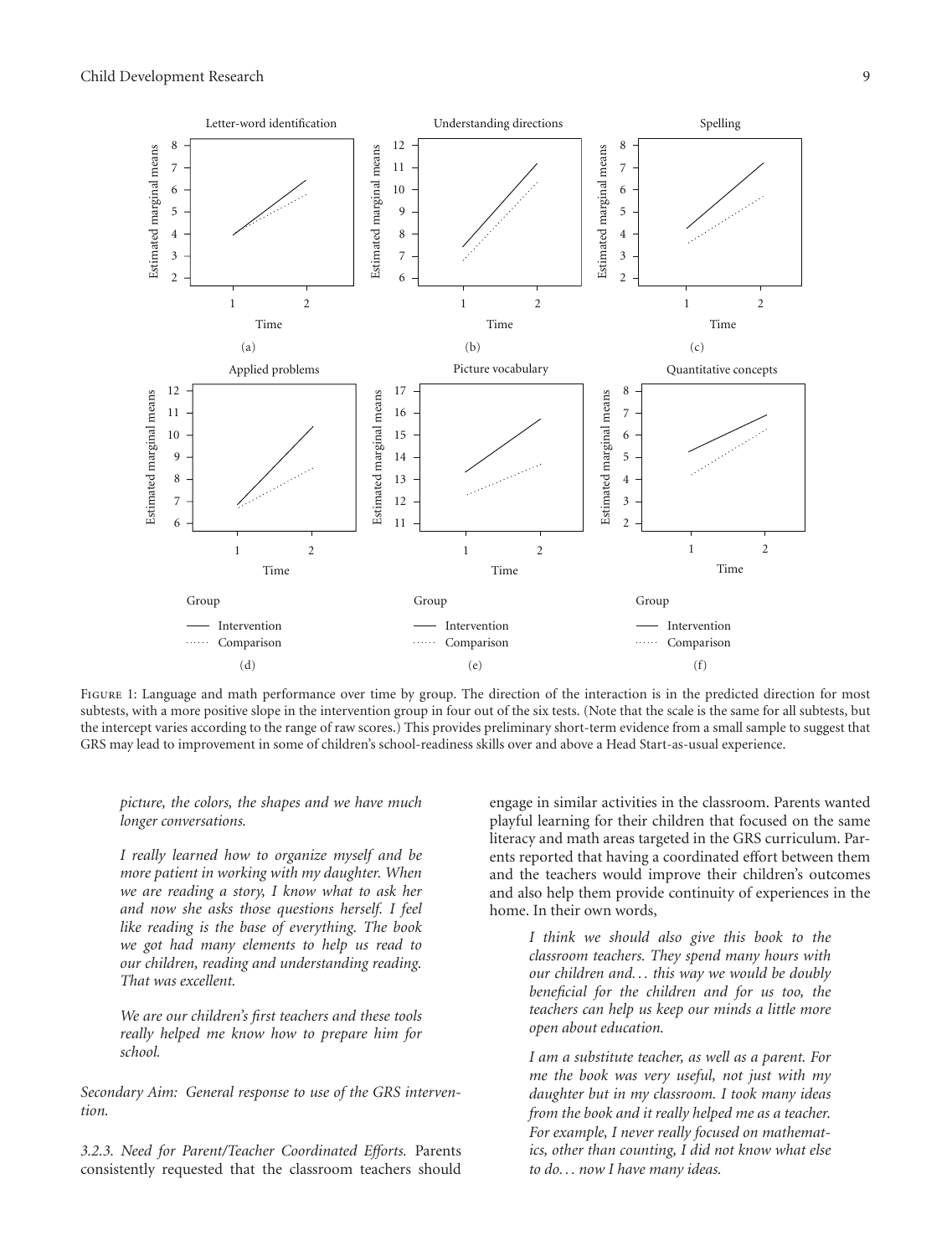Figure 1: Language and math performance over time by group. The direction of the interaction is in the predicted direction for most subtests, with a more positive slope in the intervention group in four out of the six tests. (Note that the scale is the same for all subtests, but the intercept varies according to the range of raw scores.) This provides preliminary short-term evidence from a small sample to suggest that GRS may lead to improvement in some of children's school-readiness skills over and above a Head Start-as-usual experience.

> *picture, the colors, the shapes and we have much longer conversations.*
>
> *I really learned how to organize myself and be more patient in working with my daughter. When we are reading a story, I know what to ask her and now she asks those questions herself. I feel like reading is the base of everything. The book we got had many elements to help us read to our children, reading and understanding reading. That was excellent.*
>
> *We are our children's first teachers and these tools really helped me know how to prepare him for school.*

*Secondary Aim: General response to use of the GRS intervention.*

*3.2.3. Need for Parent/Teacher Coordinated Efforts.* Parents consistently requested that the classroom teachers should engage in similar activities in the classroom. Parents wanted playful learning for their children that focused on the same literacy and math areas targeted in the GRS curriculum. Parents reported that having a coordinated effort between them and the teachers would improve their children's outcomes and also help them provide continuity of experiences in the home. In their own words,

> *I think we should also give this book to the classroom teachers. They spend many hours with our children and... this way we would be doubly beneficial for the children and for us too, the teachers can help us keep our minds a little more open about education.*
>
> *I am a substitute teacher, as well as a parent. For me the book was very useful, not just with my daughter but in my classroom. I took many ideas from the book and it really helped me as a teacher. For example, I never really focused on mathematics, other than counting, I did not know what else to do... now I have many ideas.*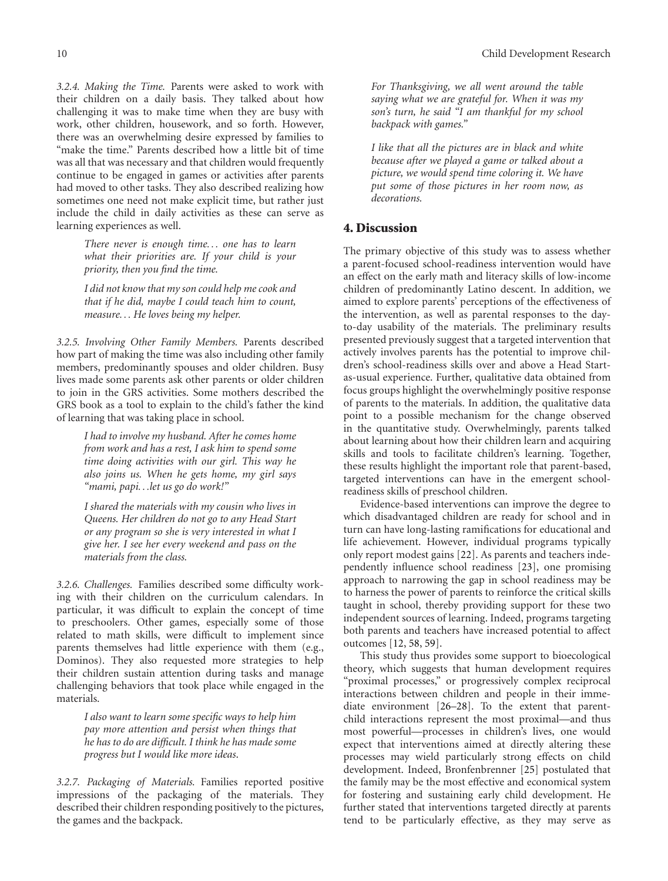*3.2.4. Making the Time.* Parents were asked to work with their children on a daily basis. They talked about how challenging it was to make time when they are busy with work, other children, housework, and so forth. However, there was an overwhelming desire expressed by families to "make the time." Parents described how a little bit of time was all that was necessary and that children would frequently continue to be engaged in games or activities after parents had moved to other tasks. They also described realizing how sometimes one need not make explicit time, but rather just include the child in daily activities as these can serve as learning experiences as well.

> *There never is enough time... one has to learn what their priorities are. If your child is your priority, then you find the time.*

> *I did not know that my son could help me cook and that if he did, maybe I could teach him to count, measure... He loves being my helper.*

*3.2.5. Involving Other Family Members.* Parents described how part of making the time was also including other family members, predominantly spouses and older children. Busy lives made some parents ask other parents or older children to join in the GRS activities. Some mothers described the GRS book as a tool to explain to the child's father the kind of learning that was taking place in school.

> *I had to involve my husband. After he comes home from work and has a rest, I ask him to spend some time doing activities with our girl. This way he also joins us. When he gets home, my girl says "mami, papi...let us go do work!"*

> *I shared the materials with my cousin who lives in Queens. Her children do not go to any Head Start or any program so she is very interested in what I give her. I see her every weekend and pass on the materials from the class.*

*3.2.6. Challenges.* Families described some difficulty working with their children on the curriculum calendars. In particular, it was difficult to explain the concept of time to preschoolers. Other games, especially some of those related to math skills, were difficult to implement since parents themselves had little experience with them (e.g., Dominos). They also requested more strategies to help their children sustain attention during tasks and manage challenging behaviors that took place while engaged in the materials.

> *I also want to learn some specific ways to help him pay more attention and persist when things that he has to do are difficult. I think he has made some progress but I would like more ideas.*

*3.2.7. Packaging of Materials.* Families reported positive impressions of the packaging of the materials. They described their children responding positively to the pictures, the games and the backpack.

> *For Thanksgiving, we all went around the table saying what we are grateful for. When it was my son's turn, he said "I am thankful for my school backpack with games."*

> *I like that all the pictures are in black and white because after we played a game or talked about a picture, we would spend time coloring it. We have put some of those pictures in her room now, as decorations.*

## 4. Discussion

The primary objective of this study was to assess whether a parent-focused school-readiness intervention would have an effect on the early math and literacy skills of low-income children of predominantly Latino descent. In addition, we aimed to explore parents' perceptions of the effectiveness of the intervention, as well as parental responses to the day-to-day usability of the materials. The preliminary results presented previously suggest that a targeted intervention that actively involves parents has the potential to improve children's school-readiness skills over and above a Head Start-as-usual experience. Further, qualitative data obtained from focus groups highlight the overwhelmingly positive response of parents to the materials. In addition, the qualitative data point to a possible mechanism for the change observed in the quantitative study. Overwhelmingly, parents talked about learning about how their children learn and acquiring skills and tools to facilitate children's learning. Together, these results highlight the important role that parent-based, targeted interventions can have in the emergent school-readiness skills of preschool children.

Evidence-based interventions can improve the degree to which disadvantaged children are ready for school and in turn can have long-lasting ramifications for educational and life achievement. However, individual programs typically only report modest gains [22]. As parents and teachers independently influence school readiness [23], one promising approach to narrowing the gap in school readiness may be to harness the power of parents to reinforce the critical skills taught in school, thereby providing support for these two independent sources of learning. Indeed, programs targeting both parents and teachers have increased potential to affect outcomes [12, 58, 59].

This study thus provides some support to bioecological theory, which suggests that human development requires "proximal processes," or progressively complex reciprocal interactions between children and people in their immediate environment [26–28]. To the extent that parent-child interactions represent the most proximal—and thus most powerful—processes in children's lives, one would expect that interventions aimed at directly altering these processes may wield particularly strong effects on child development. Indeed, Bronfenbrenner [25] postulated that the family may be the most effective and economical system for fostering and sustaining early child development. He further stated that interventions targeted directly at parents tend to be particularly effective, as they may serve as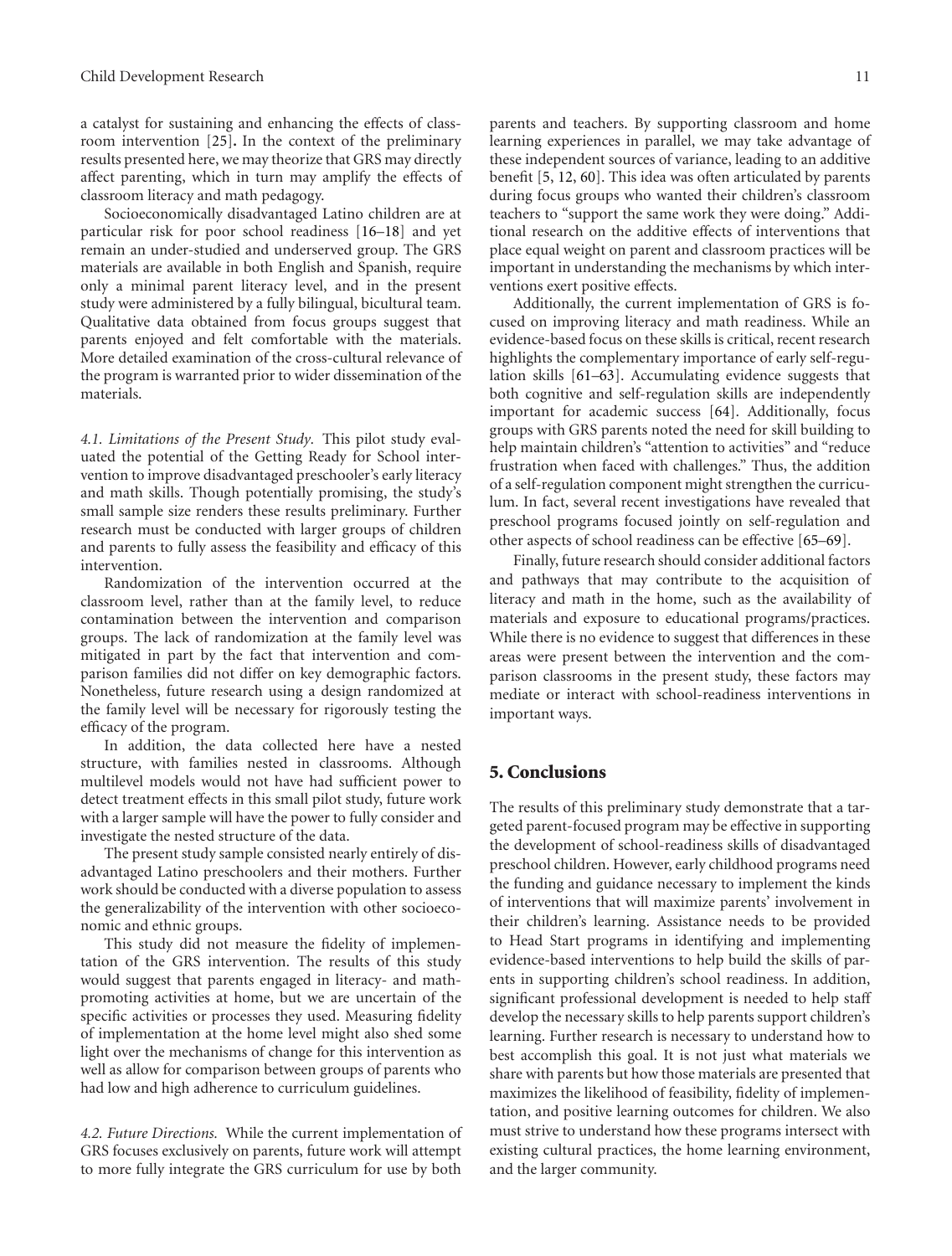a catalyst for sustaining and enhancing the effects of classroom intervention [25]**.** In the context of the preliminary results presented here, we may theorize that GRS may directly affect parenting, which in turn may amplify the effects of classroom literacy and math pedagogy.

Socioeconomically disadvantaged Latino children are at particular risk for poor school readiness [16–18] and yet remain an under-studied and underserved group. The GRS materials are available in both English and Spanish, require only a minimal parent literacy level, and in the present study were administered by a fully bilingual, bicultural team. Qualitative data obtained from focus groups suggest that parents enjoyed and felt comfortable with the materials. More detailed examination of the cross-cultural relevance of the program is warranted prior to wider dissemination of the materials.

*4.1. Limitations of the Present Study.* This pilot study evaluated the potential of the Getting Ready for School intervention to improve disadvantaged preschooler's early literacy and math skills. Though potentially promising, the study's small sample size renders these results preliminary. Further research must be conducted with larger groups of children and parents to fully assess the feasibility and efficacy of this intervention.

Randomization of the intervention occurred at the classroom level, rather than at the family level, to reduce contamination between the intervention and comparison groups. The lack of randomization at the family level was mitigated in part by the fact that intervention and comparison families did not differ on key demographic factors. Nonetheless, future research using a design randomized at the family level will be necessary for rigorously testing the efficacy of the program.

In addition, the data collected here have a nested structure, with families nested in classrooms. Although multilevel models would not have had sufficient power to detect treatment effects in this small pilot study, future work with a larger sample will have the power to fully consider and investigate the nested structure of the data.

The present study sample consisted nearly entirely of disadvantaged Latino preschoolers and their mothers. Further work should be conducted with a diverse population to assess the generalizability of the intervention with other socioeconomic and ethnic groups.

This study did not measure the fidelity of implementation of the GRS intervention. The results of this study would suggest that parents engaged in literacy- and math-promoting activities at home, but we are uncertain of the specific activities or processes they used. Measuring fidelity of implementation at the home level might also shed some light over the mechanisms of change for this intervention as well as allow for comparison between groups of parents who had low and high adherence to curriculum guidelines.

*4.2. Future Directions.* While the current implementation of GRS focuses exclusively on parents, future work will attempt to more fully integrate the GRS curriculum for use by both parents and teachers. By supporting classroom and home learning experiences in parallel, we may take advantage of these independent sources of variance, leading to an additive benefit [5, 12, 60]. This idea was often articulated by parents during focus groups who wanted their children's classroom teachers to "support the same work they were doing." Additional research on the additive effects of interventions that place equal weight on parent and classroom practices will be important in understanding the mechanisms by which interventions exert positive effects.

Additionally, the current implementation of GRS is focused on improving literacy and math readiness. While an evidence-based focus on these skills is critical, recent research highlights the complementary importance of early self-regulation skills [61–63]. Accumulating evidence suggests that both cognitive and self-regulation skills are independently important for academic success [64]. Additionally, focus groups with GRS parents noted the need for skill building to help maintain children's "attention to activities" and "reduce frustration when faced with challenges." Thus, the addition of a self-regulation component might strengthen the curriculum. In fact, several recent investigations have revealed that preschool programs focused jointly on self-regulation and other aspects of school readiness can be effective [65–69].

Finally, future research should consider additional factors and pathways that may contribute to the acquisition of literacy and math in the home, such as the availability of materials and exposure to educational programs/practices. While there is no evidence to suggest that differences in these areas were present between the intervention and the comparison classrooms in the present study, these factors may mediate or interact with school-readiness interventions in important ways.

## 5. Conclusions

The results of this preliminary study demonstrate that a targeted parent-focused program may be effective in supporting the development of school-readiness skills of disadvantaged preschool children. However, early childhood programs need the funding and guidance necessary to implement the kinds of interventions that will maximize parents' involvement in their children's learning. Assistance needs to be provided to Head Start programs in identifying and implementing evidence-based interventions to help build the skills of parents in supporting children's school readiness. In addition, significant professional development is needed to help staff develop the necessary skills to help parents support children's learning. Further research is necessary to understand how to best accomplish this goal. It is not just what materials we share with parents but how those materials are presented that maximizes the likelihood of feasibility, fidelity of implementation, and positive learning outcomes for children. We also must strive to understand how these programs intersect with existing cultural practices, the home learning environment, and the larger community.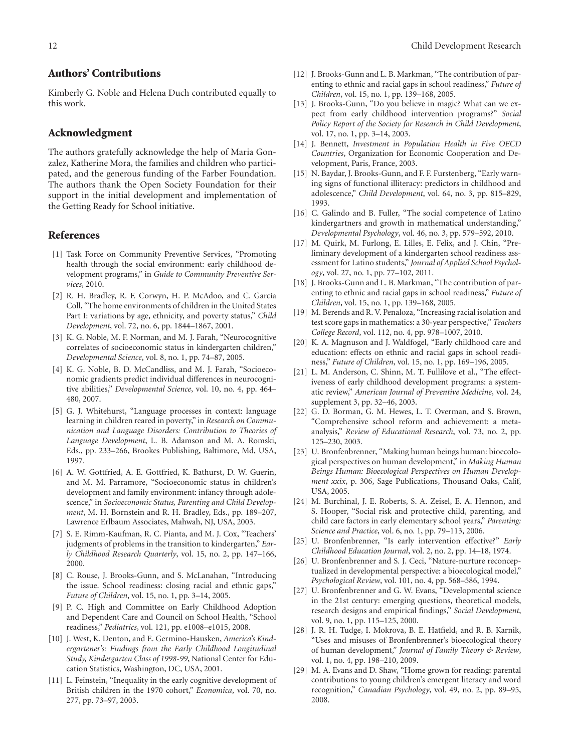## Authors' Contributions

Kimberly G. Noble and Helena Duch contributed equally to this work.

## Acknowledgment

The authors gratefully acknowledge the help of Maria Gonzalez, Katherine Mora, the families and children who participated, and the generous funding of the Farber Foundation. The authors thank the Open Society Foundation for their support in the initial development and implementation of the Getting Ready for School initiative.

## References

[1] Task Force on Community Preventive Services, "Promoting health through the social environment: early childhood development programs," in *Guide to Community Preventive Services*, 2010.

[2] R. H. Bradley, R. F. Corwyn, H. P. McAdoo, and C. García Coll, "The home environments of children in the United States Part I: variations by age, ethnicity, and poverty status," *Child Development*, vol. 72, no. 6, pp. 1844–1867, 2001.

[3] K. G. Noble, M. F. Norman, and M. J. Farah, "Neurocognitive correlates of socioeconomic status in kindergarten children," *Developmental Science*, vol. 8, no. 1, pp. 74–87, 2005.

[4] K. G. Noble, B. D. McCandliss, and M. J. Farah, "Socioeconomic gradients predict individual differences in neurocognitive abilities," *Developmental Science*, vol. 10, no. 4, pp. 464–480, 2007.

[5] G. J. Whitehurst, "Language processes in context: language learning in children reared in poverty," in *Research on Communication and Language Disorders: Contribution to Theories of Language Development*, L. B. Adamson and M. A. Romski, Eds., pp. 233–266, Brookes Publishing, Baltimore, Md, USA, 1997.

[6] A. W. Gottfried, A. E. Gottfried, K. Bathurst, D. W. Guerin, and M. M. Parramore, "Socioeconomic status in children's development and family environment: infancy through adolescence," in *Socioeconomic Status, Parenting and Child Development*, M. H. Bornstein and R. H. Bradley, Eds., pp. 189–207, Lawrence Erlbaum Associates, Mahwah, NJ, USA, 2003.

[7] S. E. Rimm-Kaufman, R. C. Pianta, and M. J. Cox, "Teachers' judgments of problems in the transition to kindergarten," *Early Childhood Research Quarterly*, vol. 15, no. 2, pp. 147–166, 2000.

[8] C. Rouse, J. Brooks-Gunn, and S. McLanahan, "Introducing the issue. School readiness: closing racial and ethnic gaps," *Future of Children*, vol. 15, no. 1, pp. 3–14, 2005.

[9] P. C. High and Committee on Early Childhood Adoption and Dependent Care and Council on School Health, "School readiness," *Pediatrics*, vol. 121, pp. e1008–e1015, 2008.

[10] J. West, K. Denton, and E. Germino-Hausken, *America's Kindergartener's: Findings from the Early Childhood Longitudinal Study, Kindergarten Class of 1998-99*, National Center for Education Statistics, Washington, DC, USA, 2001.

[11] L. Feinstein, "Inequality in the early cognitive development of British children in the 1970 cohort," *Economica*, vol. 70, no. 277, pp. 73–97, 2003.

[12] J. Brooks-Gunn and L. B. Markman, "The contribution of parenting to ethnic and racial gaps in school readiness," *Future of Children*, vol. 15, no. 1, pp. 139–168, 2005.

[13] J. Brooks-Gunn, "Do you believe in magic? What can we expect from early childhood intervention programs?" *Social Policy Report of the Society for Research in Child Development*, vol. 17, no. 1, pp. 3–14, 2003.

[14] J. Bennett, *Investment in Population Health in Five OECD Countries*, Organization for Economic Cooperation and Development, Paris, France, 2003.

[15] N. Baydar, J. Brooks-Gunn, and F. F. Furstenberg, "Early warning signs of functional illiteracy: predictors in childhood and adolescence," *Child Development*, vol. 64, no. 3, pp. 815–829, 1993.

[16] C. Galindo and B. Fuller, "The social competence of Latino kindergartners and growth in mathematical understanding," *Developmental Psychology*, vol. 46, no. 3, pp. 579–592, 2010.

[17] M. Quirk, M. Furlong, E. Lilles, E. Felix, and J. Chin, "Preliminary development of a kindergarten school readiness assessment for Latino students," *Journal of Applied School Psychology*, vol. 27, no. 1, pp. 77–102, 2011.

[18] J. Brooks-Gunn and L. B. Markman, "The contribution of parenting to ethnic and racial gaps in school readiness," *Future of Children*, vol. 15, no. 1, pp. 139–168, 2005.

[19] M. Berends and R. V. Penaloza, "Increasing racial isolation and test score gaps in mathematics: a 30-year perspective," *Teachers College Record*, vol. 112, no. 4, pp. 978–1007, 2010.

[20] K. A. Magnuson and J. Waldfogel, "Early childhood care and education: effects on ethnic and racial gaps in school readiness," *Future of Children*, vol. 15, no. 1, pp. 169–196, 2005.

[21] L. M. Anderson, C. Shinn, M. T. Fullilove et al., "The effectiveness of early childhood development programs: a systematic review," *American Journal of Preventive Medicine*, vol. 24, supplement 3, pp. 32–46, 2003.

[22] G. D. Borman, G. M. Hewes, L. T. Overman, and S. Brown, "Comprehensive school reform and achievement: a meta-analysis," *Review of Educational Research*, vol. 73, no. 2, pp. 125–230, 2003.

[23] U. Bronfenbrenner, "Making human beings human: bioecological perspectives on human development," in *Making Human Beings Human: Bioecological Perspectives on Human Development xxix*, p. 306, Sage Publications, Thousand Oaks, Calif, USA, 2005.

[24] M. Burchinal, J. E. Roberts, S. A. Zeisel, E. A. Hennon, and S. Hooper, "Social risk and protective child, parenting, and child care factors in early elementary school years," *Parenting: Science and Practice*, vol. 6, no. 1, pp. 79–113, 2006.

[25] U. Bronfenbrenner, "Is early intervention effective?" *Early Childhood Education Journal*, vol. 2, no. 2, pp. 14–18, 1974.

[26] U. Bronfenbrenner and S. J. Ceci, "Nature-nurture reconceptualized in developmental perspective: a bioecological model," *Psychological Review*, vol. 101, no. 4, pp. 568–586, 1994.

[27] U. Bronfenbrenner and G. W. Evans, "Developmental science in the 21st century: emerging questions, theoretical models, research designs and empirical findings," *Social Development*, vol. 9, no. 1, pp. 115–125, 2000.

[28] J. R. H. Tudge, I. Mokrova, B. E. Hatfield, and R. B. Karnik, "Uses and misuses of Bronfenbrenner's bioecological theory of human development," *Journal of Family Theory & Review*, vol. 1, no. 4, pp. 198–210, 2009.

[29] M. A. Evans and D. Shaw, "Home grown for reading: parental contributions to young children's emergent literacy and word recognition," *Canadian Psychology*, vol. 49, no. 2, pp. 89–95, 2008.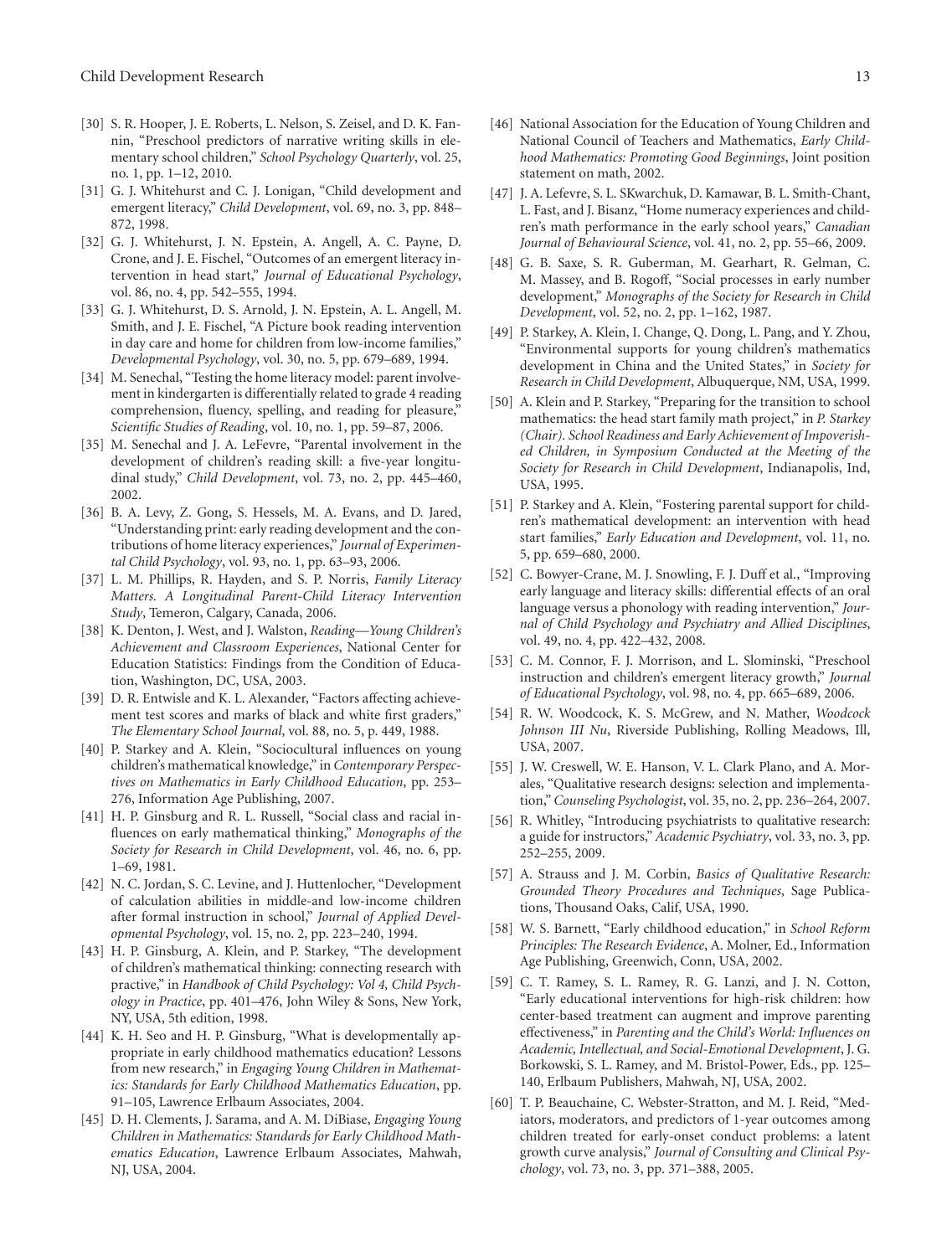[30] S. R. Hooper, J. E. Roberts, L. Nelson, S. Zeisel, and D. K. Fannin, "Preschool predictors of narrative writing skills in elementary school children," *School Psychology Quarterly*, vol. 25, no. 1, pp. 1–12, 2010.

[31] G. J. Whitehurst and C. J. Lonigan, "Child development and emergent literacy," *Child Development*, vol. 69, no. 3, pp. 848–872, 1998.

[32] G. J. Whitehurst, J. N. Epstein, A. Angell, A. C. Payne, D. Crone, and J. E. Fischel, "Outcomes of an emergent literacy intervention in head start," *Journal of Educational Psychology*, vol. 86, no. 4, pp. 542–555, 1994.

[33] G. J. Whitehurst, D. S. Arnold, J. N. Epstein, A. L. Angell, M. Smith, and J. E. Fischel, "A Picture book reading intervention in day care and home for children from low-income families," *Developmental Psychology*, vol. 30, no. 5, pp. 679–689, 1994.

[34] M. Senechal, "Testing the home literacy model: parent involvement in kindergarten is differentially related to grade 4 reading comprehension, fluency, spelling, and reading for pleasure," *Scientific Studies of Reading*, vol. 10, no. 1, pp. 59–87, 2006.

[35] M. Senechal and J. A. LeFevre, "Parental involvement in the development of children's reading skill: a five-year longitudinal study," *Child Development*, vol. 73, no. 2, pp. 445–460, 2002.

[36] B. A. Levy, Z. Gong, S. Hessels, M. A. Evans, and D. Jared, "Understanding print: early reading development and the contributions of home literacy experiences," *Journal of Experimental Child Psychology*, vol. 93, no. 1, pp. 63–93, 2006.

[37] L. M. Phillips, R. Hayden, and S. P. Norris, *Family Literacy Matters. A Longitudinal Parent-Child Literacy Intervention Study*, Temeron, Calgary, Canada, 2006.

[38] K. Denton, J. West, and J. Walston, *Reading—Young Children's Achievement and Classroom Experiences*, National Center for Education Statistics: Findings from the Condition of Education, Washington, DC, USA, 2003.

[39] D. R. Entwisle and K. L. Alexander, "Factors affecting achievement test scores and marks of black and white first graders," *The Elementary School Journal*, vol. 88, no. 5, p. 449, 1988.

[40] P. Starkey and A. Klein, "Sociocultural influences on young children's mathematical knowledge," in *Contemporary Perspectives on Mathematics in Early Childhood Education*, pp. 253–276, Information Age Publishing, 2007.

[41] H. P. Ginsburg and R. L. Russell, "Social class and racial influences on early mathematical thinking," *Monographs of the Society for Research in Child Development*, vol. 46, no. 6, pp. 1–69, 1981.

[42] N. C. Jordan, S. C. Levine, and J. Huttenlocher, "Development of calculation abilities in middle-and low-income children after formal instruction in school," *Journal of Applied Developmental Psychology*, vol. 15, no. 2, pp. 223–240, 1994.

[43] H. P. Ginsburg, A. Klein, and P. Starkey, "The development of children's mathematical thinking: connecting research with practive," in *Handbook of Child Psychology: Vol 4, Child Psychology in Practice*, pp. 401–476, John Wiley & Sons, New York, NY, USA, 5th edition, 1998.

[44] K. H. Seo and H. P. Ginsburg, "What is developmentally appropriate in early childhood mathematics education? Lessons from new research," in *Engaging Young Children in Mathematics: Standards for Early Childhood Mathematics Education*, pp. 91–105, Lawrence Erlbaum Associates, 2004.

[45] D. H. Clements, J. Sarama, and A. M. DiBiase, *Engaging Young Children in Mathematics: Standards for Early Childhood Mathematics Education*, Lawrence Erlbaum Associates, Mahwah, NJ, USA, 2004.

[46] National Association for the Education of Young Children and National Council of Teachers and Mathematics, *Early Childhood Mathematics: Promoting Good Beginnings*, Joint position statement on math, 2002.

[47] J. A. Lefevre, S. L. SKwarchuk, D. Kamawar, B. L. Smith-Chant, L. Fast, and J. Bisanz, "Home numeracy experiences and children's math performance in the early school years," *Canadian Journal of Behavioural Science*, vol. 41, no. 2, pp. 55–66, 2009.

[48] G. B. Saxe, S. R. Guberman, M. Gearhart, R. Gelman, C. M. Massey, and B. Rogoff, "Social processes in early number development," *Monographs of the Society for Research in Child Development*, vol. 52, no. 2, pp. 1–162, 1987.

[49] P. Starkey, A. Klein, I. Change, Q. Dong, L. Pang, and Y. Zhou, "Environmental supports for young children's mathematics development in China and the United States," in *Society for Research in Child Development*, Albuquerque, NM, USA, 1999.

[50] A. Klein and P. Starkey, "Preparing for the transition to school mathematics: the head start family math project," in *P. Starkey (Chair). School Readiness and Early Achievement of Impoverished Children, in Symposium Conducted at the Meeting of the Society for Research in Child Development*, Indianapolis, Ind, USA, 1995.

[51] P. Starkey and A. Klein, "Fostering parental support for children's mathematical development: an intervention with head start families," *Early Education and Development*, vol. 11, no. 5, pp. 659–680, 2000.

[52] C. Bowyer-Crane, M. J. Snowling, F. J. Duff et al., "Improving early language and literacy skills: differential effects of an oral language versus a phonology with reading intervention," *Journal of Child Psychology and Psychiatry and Allied Disciplines*, vol. 49, no. 4, pp. 422–432, 2008.

[53] C. M. Connor, F. J. Morrison, and L. Slominski, "Preschool instruction and children's emergent literacy growth," *Journal of Educational Psychology*, vol. 98, no. 4, pp. 665–689, 2006.

[54] R. W. Woodcock, K. S. McGrew, and N. Mather, *Woodcock Johnson III Nu*, Riverside Publishing, Rolling Meadows, Ill, USA, 2007.

[55] J. W. Creswell, W. E. Hanson, V. L. Clark Plano, and A. Morales, "Qualitative research designs: selection and implementation," *Counseling Psychologist*, vol. 35, no. 2, pp. 236–264, 2007.

[56] R. Whitley, "Introducing psychiatrists to qualitative research: a guide for instructors," *Academic Psychiatry*, vol. 33, no. 3, pp. 252–255, 2009.

[57] A. Strauss and J. M. Corbin, *Basics of Qualitative Research: Grounded Theory Procedures and Techniques*, Sage Publications, Thousand Oaks, Calif, USA, 1990.

[58] W. S. Barnett, "Early childhood education," in *School Reform Principles: The Research Evidence*, A. Molner, Ed., Information Age Publishing, Greenwich, Conn, USA, 2002.

[59] C. T. Ramey, S. L. Ramey, R. G. Lanzi, and J. N. Cotton, "Early educational interventions for high-risk children: how center-based treatment can augment and improve parenting effectiveness," in *Parenting and the Child's World: Influences on Academic, Intellectual, and Social-Emotional Development*, J. G. Borkowski, S. L. Ramey, and M. Bristol-Power, Eds., pp. 125–140, Erlbaum Publishers, Mahwah, NJ, USA, 2002.

[60] T. P. Beauchaine, C. Webster-Stratton, and M. J. Reid, "Mediators, moderators, and predictors of 1-year outcomes among children treated for early-onset conduct problems: a latent growth curve analysis," *Journal of Consulting and Clinical Psychology*, vol. 73, no. 3, pp. 371–388, 2005.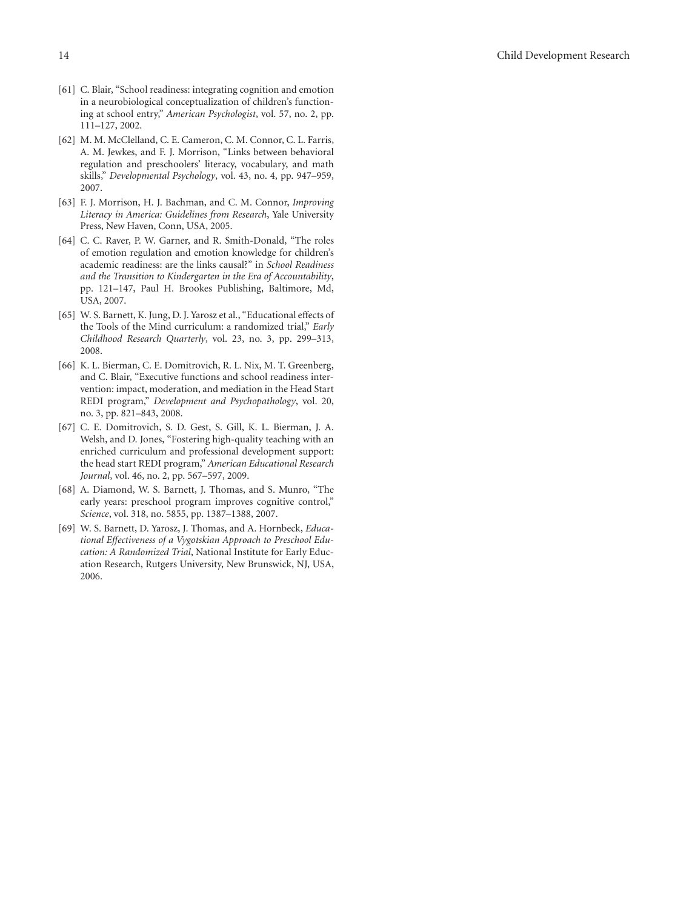[61] C. Blair, "School readiness: integrating cognition and emotion in a neurobiological conceptualization of children's functioning at school entry," *American Psychologist*, vol. 57, no. 2, pp. 111–127, 2002.

[62] M. M. McClelland, C. E. Cameron, C. M. Connor, C. L. Farris, A. M. Jewkes, and F. J. Morrison, "Links between behavioral regulation and preschoolers' literacy, vocabulary, and math skills," *Developmental Psychology*, vol. 43, no. 4, pp. 947–959, 2007.

[63] F. J. Morrison, H. J. Bachman, and C. M. Connor, *Improving Literacy in America: Guidelines from Research*, Yale University Press, New Haven, Conn, USA, 2005.

[64] C. C. Raver, P. W. Garner, and R. Smith-Donald, "The roles of emotion regulation and emotion knowledge for children's academic readiness: are the links causal?" in *School Readiness and the Transition to Kindergarten in the Era of Accountability*, pp. 121–147, Paul H. Brookes Publishing, Baltimore, Md, USA, 2007.

[65] W. S. Barnett, K. Jung, D. J. Yarosz et al., "Educational effects of the Tools of the Mind curriculum: a randomized trial," *Early Childhood Research Quarterly*, vol. 23, no. 3, pp. 299–313, 2008.

[66] K. L. Bierman, C. E. Domitrovich, R. L. Nix, M. T. Greenberg, and C. Blair, "Executive functions and school readiness intervention: impact, moderation, and mediation in the Head Start REDI program," *Development and Psychopathology*, vol. 20, no. 3, pp. 821–843, 2008.

[67] C. E. Domitrovich, S. D. Gest, S. Gill, K. L. Bierman, J. A. Welsh, and D. Jones, "Fostering high-quality teaching with an enriched curriculum and professional development support: the head start REDI program," *American Educational Research Journal*, vol. 46, no. 2, pp. 567–597, 2009.

[68] A. Diamond, W. S. Barnett, J. Thomas, and S. Munro, "The early years: preschool program improves cognitive control," *Science*, vol. 318, no. 5855, pp. 1387–1388, 2007.

[69] W. S. Barnett, D. Yarosz, J. Thomas, and A. Hornbeck, *Educational Effectiveness of a Vygotskian Approach to Preschool Education: A Randomized Trial*, National Institute for Early Education Research, Rutgers University, New Brunswick, NJ, USA, 2006.